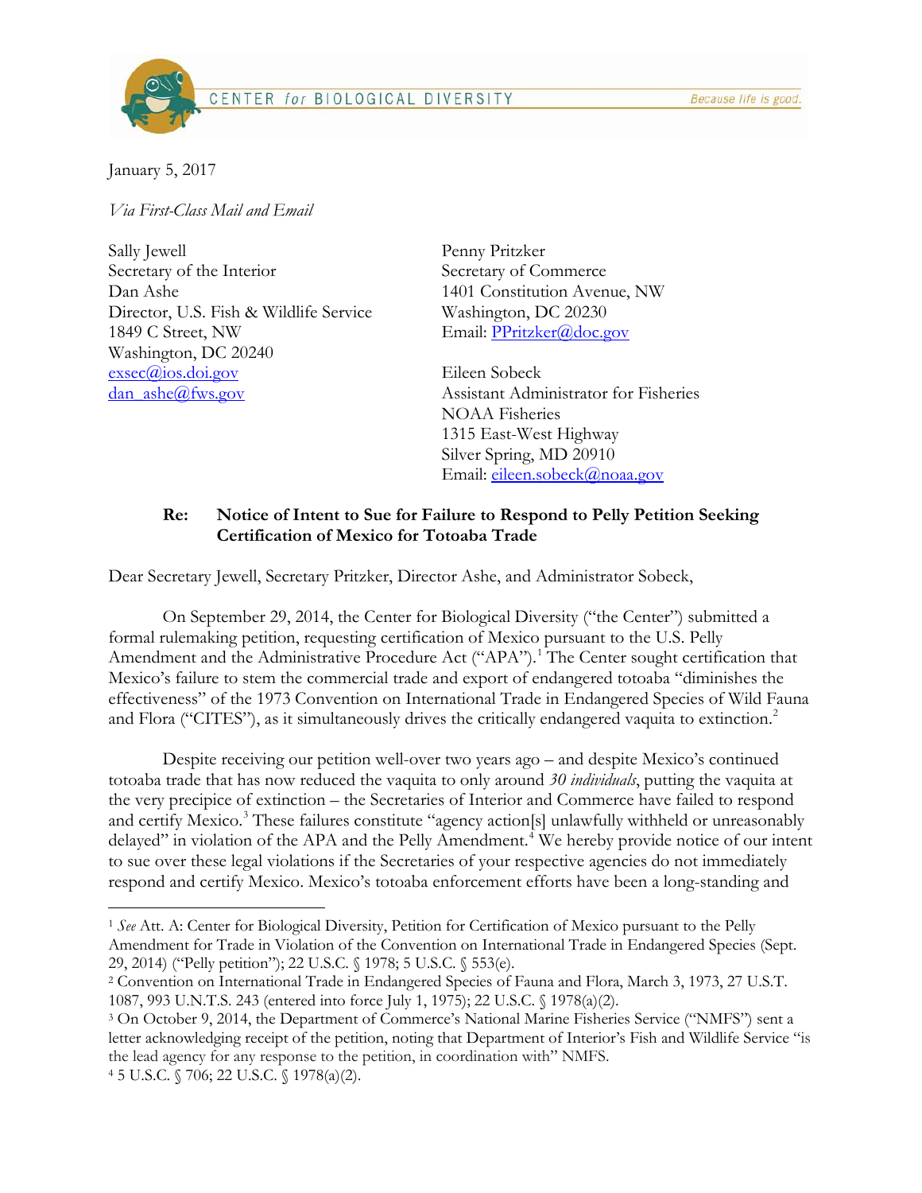CENTER for BIOLOGICAL DIVERSITY — *Because life is good.*

January 5, 2017

*Via First-Class Mail and Email*

Sally Jewell
Secretary of the Interior
Dan Ashe
Director, U.S. Fish & Wildlife Service
1849 C Street, NW
Washington, DC 20240
exsec@ios.doi.gov
dan_ashe@fws.gov

Penny Pritzker
Secretary of Commerce
1401 Constitution Avenue, NW
Washington, DC 20230
Email: PPritzker@doc.gov

Eileen Sobeck
Assistant Administrator for Fisheries
NOAA Fisheries
1315 East-West Highway
Silver Spring, MD 20910
Email: eileen.sobeck@noaa.gov

**Re: Notice of Intent to Sue for Failure to Respond to Pelly Petition Seeking Certification of Mexico for Totoaba Trade**

Dear Secretary Jewell, Secretary Pritzker, Director Ashe, and Administrator Sobeck,

On September 29, 2014, the Center for Biological Diversity ("the Center") submitted a formal rulemaking petition, requesting certification of Mexico pursuant to the U.S. Pelly Amendment and the Administrative Procedure Act ("APA").[1] The Center sought certification that Mexico's failure to stem the commercial trade and export of endangered totoaba "diminishes the effectiveness" of the 1973 Convention on International Trade in Endangered Species of Wild Fauna and Flora ("CITES"), as it simultaneously drives the critically endangered vaquita to extinction.[2]

Despite receiving our petition well-over two years ago – and despite Mexico's continued totoaba trade that has now reduced the vaquita to only around *30 individuals*, putting the vaquita at the very precipice of extinction – the Secretaries of Interior and Commerce have failed to respond and certify Mexico.[3] These failures constitute "agency action[s] unlawfully withheld or unreasonably delayed" in violation of the APA and the Pelly Amendment.[4] We hereby provide notice of our intent to sue over these legal violations if the Secretaries of your respective agencies do not immediately respond and certify Mexico. Mexico's totoaba enforcement efforts have been a long-standing and

---

[1] *See* Att. A: Center for Biological Diversity, Petition for Certification of Mexico pursuant to the Pelly Amendment for Trade in Violation of the Convention on International Trade in Endangered Species (Sept. 29, 2014) ("Pelly petition"); 22 U.S.C. § 1978; 5 U.S.C. § 553(e).

[2] Convention on International Trade in Endangered Species of Fauna and Flora, March 3, 1973, 27 U.S.T. 1087, 993 U.N.T.S. 243 (entered into force July 1, 1975); 22 U.S.C. § 1978(a)(2).

[3] On October 9, 2014, the Department of Commerce's National Marine Fisheries Service ("NMFS") sent a letter acknowledging receipt of the petition, noting that Department of Interior's Fish and Wildlife Service "is the lead agency for any response to the petition, in coordination with" NMFS.

[4] 5 U.S.C. § 706; 22 U.S.C. § 1978(a)(2).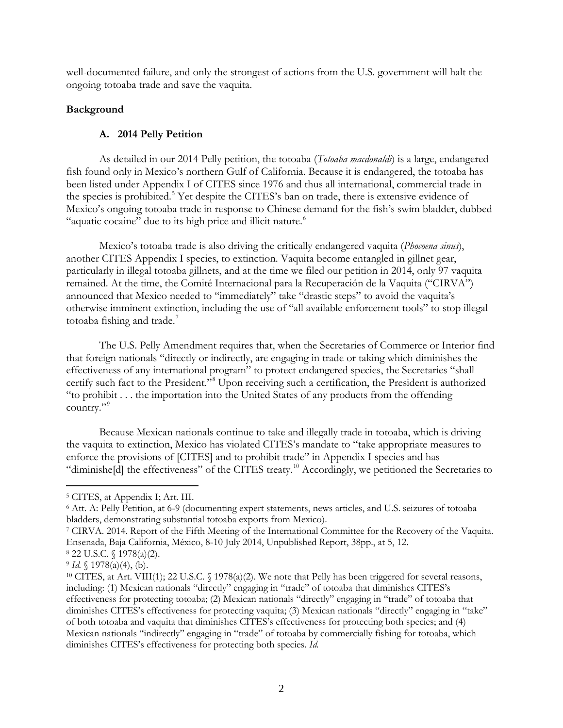well-documented failure, and only the strongest of actions from the U.S. government will halt the ongoing totoaba trade and save the vaquita.

**Background**

**A. 2014 Pelly Petition**

As detailed in our 2014 Pelly petition, the totoaba (*Totoaba macdonaldi*) is a large, endangered fish found only in Mexico's northern Gulf of California. Because it is endangered, the totoaba has been listed under Appendix I of CITES since 1976 and thus all international, commercial trade in the species is prohibited.[5] Yet despite the CITES's ban on trade, there is extensive evidence of Mexico's ongoing totoaba trade in response to Chinese demand for the fish's swim bladder, dubbed "aquatic cocaine" due to its high price and illicit nature.[6]

Mexico's totoaba trade is also driving the critically endangered vaquita (*Phocoena sinus*), another CITES Appendix I species, to extinction. Vaquita become entangled in gillnet gear, particularly in illegal totoaba gillnets, and at the time we filed our petition in 2014, only 97 vaquita remained. At the time, the Comité Internacional para la Recuperación de la Vaquita ("CIRVA") announced that Mexico needed to "immediately" take "drastic steps" to avoid the vaquita's otherwise imminent extinction, including the use of "all available enforcement tools" to stop illegal totoaba fishing and trade.[7]

The U.S. Pelly Amendment requires that, when the Secretaries of Commerce or Interior find that foreign nationals "directly or indirectly, are engaging in trade or taking which diminishes the effectiveness of any international program" to protect endangered species, the Secretaries "shall certify such fact to the President."[8] Upon receiving such a certification, the President is authorized "to prohibit . . . the importation into the United States of any products from the offending country."[9]

Because Mexican nationals continue to take and illegally trade in totoaba, which is driving the vaquita to extinction, Mexico has violated CITES's mandate to "take appropriate measures to enforce the provisions of [CITES] and to prohibit trade" in Appendix I species and has "diminishe[d] the effectiveness" of the CITES treaty.[10] Accordingly, we petitioned the Secretaries to

---

[5] CITES, at Appendix I; Art. III.

[6] Att. A: Pelly Petition, at 6-9 (documenting expert statements, news articles, and U.S. seizures of totoaba bladders, demonstrating substantial totoaba exports from Mexico).

[7] CIRVA. 2014. Report of the Fifth Meeting of the International Committee for the Recovery of the Vaquita. Ensenada, Baja California, México, 8-10 July 2014, Unpublished Report, 38pp., at 5, 12.

[8] 22 U.S.C. § 1978(a)(2).

[9] *Id.* § 1978(a)(4), (b).

[10] CITES, at Art. VIII(1); 22 U.S.C. § 1978(a)(2). We note that Pelly has been triggered for several reasons, including: (1) Mexican nationals "directly" engaging in "trade" of totoaba that diminishes CITES's effectiveness for protecting totoaba; (2) Mexican nationals "directly" engaging in "trade" of totoaba that diminishes CITES's effectiveness for protecting vaquita; (3) Mexican nationals "directly" engaging in "take" of both totoaba and vaquita that diminishes CITES's effectiveness for protecting both species; and (4) Mexican nationals "indirectly" engaging in "trade" of totoaba by commercially fishing for totoaba, which diminishes CITES's effectiveness for protecting both species. *Id.*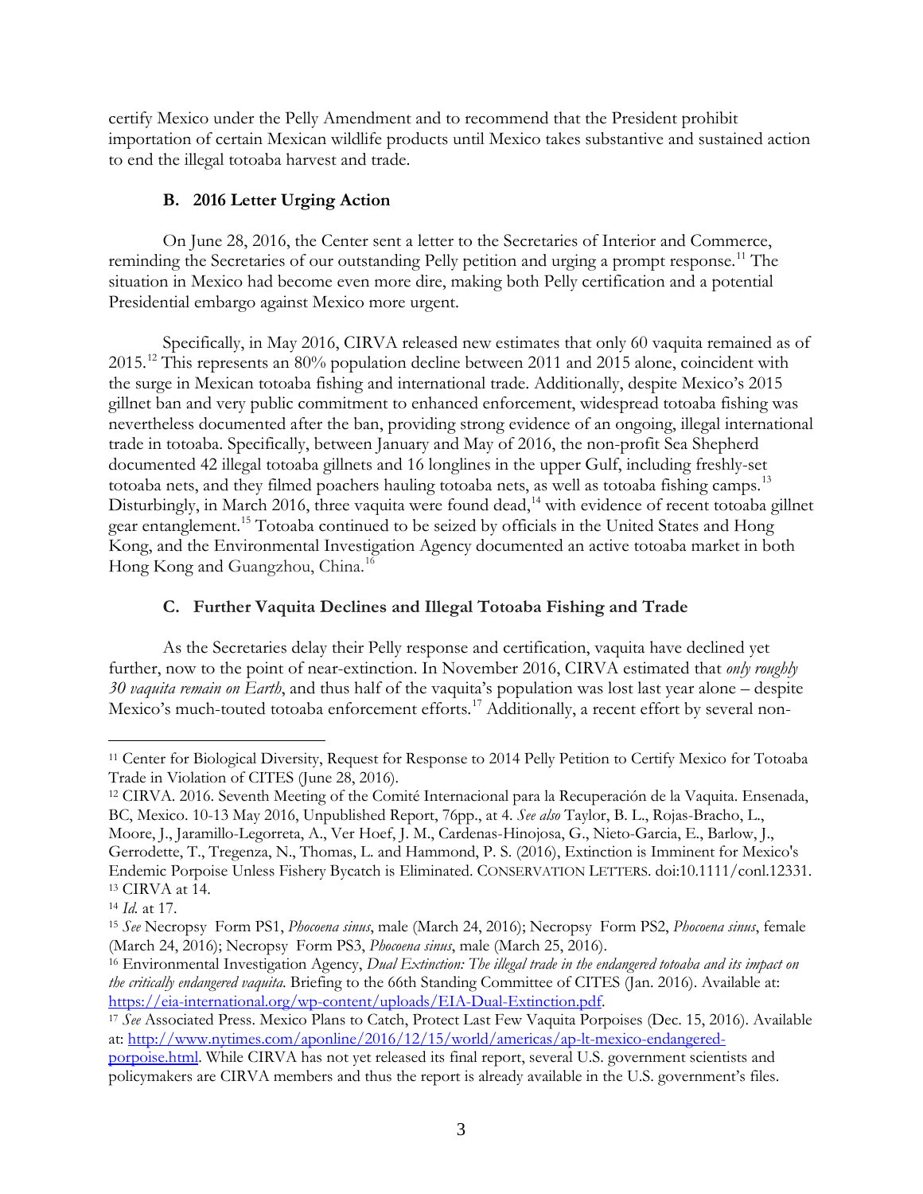certify Mexico under the Pelly Amendment and to recommend that the President prohibit importation of certain Mexican wildlife products until Mexico takes substantive and sustained action to end the illegal totoaba harvest and trade.

### B. 2016 Letter Urging Action

On June 28, 2016, the Center sent a letter to the Secretaries of Interior and Commerce, reminding the Secretaries of our outstanding Pelly petition and urging a prompt response.[11] The situation in Mexico had become even more dire, making both Pelly certification and a potential Presidential embargo against Mexico more urgent.

Specifically, in May 2016, CIRVA released new estimates that only 60 vaquita remained as of 2015.[12] This represents an 80% population decline between 2011 and 2015 alone, coincident with the surge in Mexican totoaba fishing and international trade. Additionally, despite Mexico's 2015 gillnet ban and very public commitment to enhanced enforcement, widespread totoaba fishing was nevertheless documented after the ban, providing strong evidence of an ongoing, illegal international trade in totoaba. Specifically, between January and May of 2016, the non-profit Sea Shepherd documented 42 illegal totoaba gillnets and 16 longlines in the upper Gulf, including freshly-set totoaba nets, and they filmed poachers hauling totoaba nets, as well as totoaba fishing camps.[13] Disturbingly, in March 2016, three vaquita were found dead,[14] with evidence of recent totoaba gillnet gear entanglement.[15] Totoaba continued to be seized by officials in the United States and Hong Kong, and the Environmental Investigation Agency documented an active totoaba market in both Hong Kong and Guangzhou, China.[16]

### C. Further Vaquita Declines and Illegal Totoaba Fishing and Trade

As the Secretaries delay their Pelly response and certification, vaquita have declined yet further, now to the point of near-extinction. In November 2016, CIRVA estimated that *only roughly 30 vaquita remain on Earth*, and thus half of the vaquita's population was lost last year alone – despite Mexico's much-touted totoaba enforcement efforts.[17] Additionally, a recent effort by several non-

---

[11] Center for Biological Diversity, Request for Response to 2014 Pelly Petition to Certify Mexico for Totoaba Trade in Violation of CITES (June 28, 2016).

[12] CIRVA. 2016. Seventh Meeting of the Comité Internacional para la Recuperación de la Vaquita. Ensenada, BC, Mexico. 10-13 May 2016, Unpublished Report, 76pp., at 4. *See also* Taylor, B. L., Rojas-Bracho, L., Moore, J., Jaramillo-Legorreta, A., Ver Hoef, J. M., Cardenas-Hinojosa, G., Nieto-Garcia, E., Barlow, J., Gerrodette, T., Tregenza, N., Thomas, L. and Hammond, P. S. (2016), Extinction is Imminent for Mexico's Endemic Porpoise Unless Fishery Bycatch is Eliminated. CONSERVATION LETTERS. doi:10.1111/conl.12331.

[13] CIRVA at 14.

[14] *Id.* at 17.

[15] *See* Necropsy Form PS1, *Phocoena sinus*, male (March 24, 2016); Necropsy Form PS2, *Phocoena sinus*, female (March 24, 2016); Necropsy Form PS3, *Phocoena sinus*, male (March 25, 2016).

[16] Environmental Investigation Agency, *Dual Extinction: The illegal trade in the endangered totoaba and its impact on the critically endangered vaquita.* Briefing to the 66th Standing Committee of CITES (Jan. 2016). Available at: https://eia-international.org/wp-content/uploads/EIA-Dual-Extinction.pdf.

[17] *See* Associated Press. Mexico Plans to Catch, Protect Last Few Vaquita Porpoises (Dec. 15, 2016). Available at: http://www.nytimes.com/aponline/2016/12/15/world/americas/ap-lt-mexico-endangered-porpoise.html. While CIRVA has not yet released its final report, several U.S. government scientists and policymakers are CIRVA members and thus the report is already available in the U.S. government's files.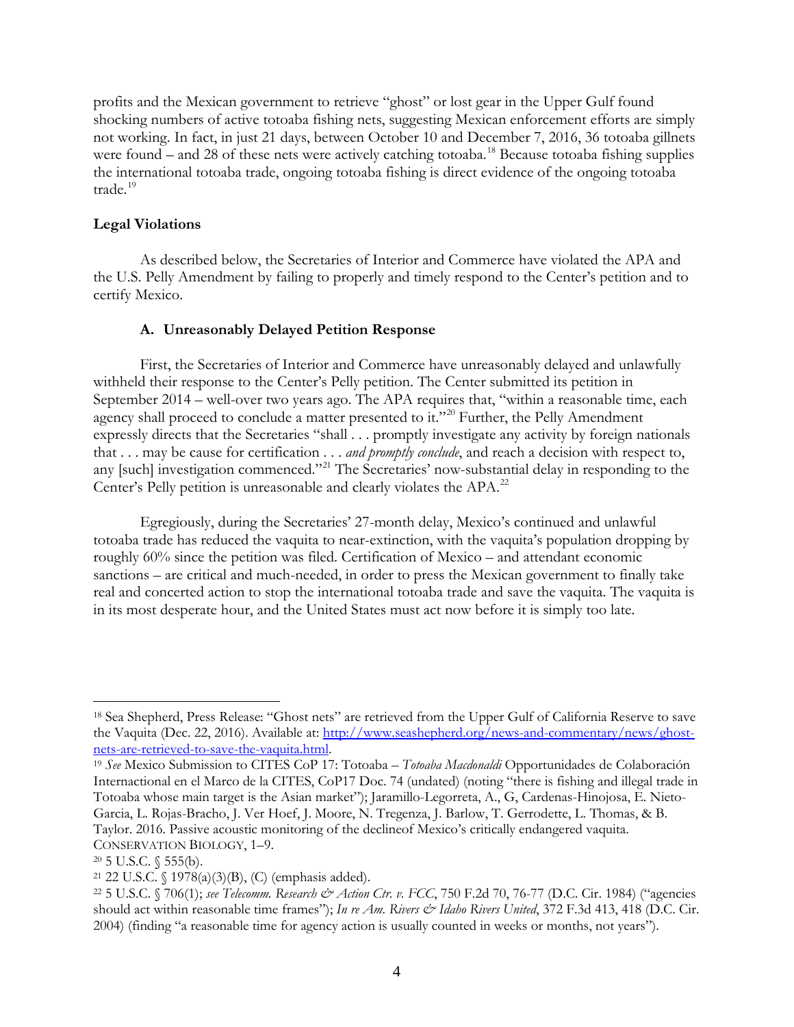profits and the Mexican government to retrieve "ghost" or lost gear in the Upper Gulf found shocking numbers of active totoaba fishing nets, suggesting Mexican enforcement efforts are simply not working. In fact, in just 21 days, between October 10 and December 7, 2016, 36 totoaba gillnets were found – and 28 of these nets were actively catching totoaba.[18] Because totoaba fishing supplies the international totoaba trade, ongoing totoaba fishing is direct evidence of the ongoing totoaba trade.[19]

**Legal Violations**

As described below, the Secretaries of Interior and Commerce have violated the APA and the U.S. Pelly Amendment by failing to properly and timely respond to the Center's petition and to certify Mexico.

**A. Unreasonably Delayed Petition Response**

First, the Secretaries of Interior and Commerce have unreasonably delayed and unlawfully withheld their response to the Center's Pelly petition. The Center submitted its petition in September 2014 – well-over two years ago. The APA requires that, "within a reasonable time, each agency shall proceed to conclude a matter presented to it."[20] Further, the Pelly Amendment expressly directs that the Secretaries "shall . . . promptly investigate any activity by foreign nationals that . . . may be cause for certification . . . *and promptly conclude*, and reach a decision with respect to, any [such] investigation commenced."[21] The Secretaries' now-substantial delay in responding to the Center's Pelly petition is unreasonable and clearly violates the APA.[22]

Egregiously, during the Secretaries' 27-month delay, Mexico's continued and unlawful totoaba trade has reduced the vaquita to near-extinction, with the vaquita's population dropping by roughly 60% since the petition was filed. Certification of Mexico – and attendant economic sanctions – are critical and much-needed, in order to press the Mexican government to finally take real and concerted action to stop the international totoaba trade and save the vaquita. The vaquita is in its most desperate hour, and the United States must act now before it is simply too late.

---

[18] Sea Shepherd, Press Release: "Ghost nets" are retrieved from the Upper Gulf of California Reserve to save the Vaquita (Dec. 22, 2016). Available at: http://www.seashepherd.org/news-and-commentary/news/ghost-nets-are-retrieved-to-save-the-vaquita.html.

[19] *See* Mexico Submission to CITES CoP 17: Totoaba – *Totoaba Macdonaldi* Opportunidades de Colaboración Internactional en el Marco de la CITES, CoP17 Doc. 74 (undated) (noting "there is fishing and illegal trade in Totoaba whose main target is the Asian market"); Jaramillo-Legorreta, A., G, Cardenas-Hinojosa, E. Nieto-Garcia, L. Rojas-Bracho, J. Ver Hoef, J. Moore, N. Tregenza, J. Barlow, T. Gerrodette, L. Thomas, & B. Taylor. 2016. Passive acoustic monitoring of the declineof Mexico's critically endangered vaquita. CONSERVATION BIOLOGY, 1–9.

[20] 5 U.S.C. § 555(b).

[21] 22 U.S.C. § 1978(a)(3)(B), (C) (emphasis added).

[22] 5 U.S.C. § 706(1); *see Telecomm. Research & Action Ctr. v. FCC*, 750 F.2d 70, 76-77 (D.C. Cir. 1984) ("agencies should act within reasonable time frames"); *In re Am. Rivers & Idaho Rivers United*, 372 F.3d 413, 418 (D.C. Cir. 2004) (finding "a reasonable time for agency action is usually counted in weeks or months, not years").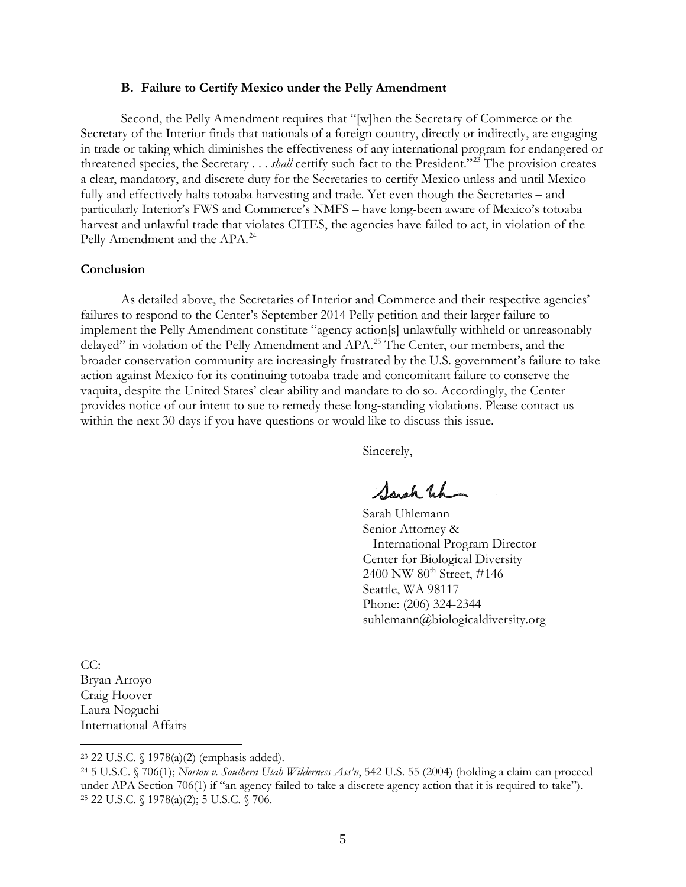### B. Failure to Certify Mexico under the Pelly Amendment

Second, the Pelly Amendment requires that "[w]hen the Secretary of Commerce or the Secretary of the Interior finds that nationals of a foreign country, directly or indirectly, are engaging in trade or taking which diminishes the effectiveness of any international program for endangered or threatened species, the Secretary . . . *shall* certify such fact to the President."[23] The provision creates a clear, mandatory, and discrete duty for the Secretaries to certify Mexico unless and until Mexico fully and effectively halts totoaba harvesting and trade. Yet even though the Secretaries – and particularly Interior's FWS and Commerce's NMFS – have long-been aware of Mexico's totoaba harvest and unlawful trade that violates CITES, the agencies have failed to act, in violation of the Pelly Amendment and the APA.[24]

### Conclusion

As detailed above, the Secretaries of Interior and Commerce and their respective agencies' failures to respond to the Center's September 2014 Pelly petition and their larger failure to implement the Pelly Amendment constitute "agency action[s] unlawfully withheld or unreasonably delayed" in violation of the Pelly Amendment and APA.[25] The Center, our members, and the broader conservation community are increasingly frustrated by the U.S. government's failure to take action against Mexico for its continuing totoaba trade and concomitant failure to conserve the vaquita, despite the United States' clear ability and mandate to do so. Accordingly, the Center provides notice of our intent to sue to remedy these long-standing violations. Please contact us within the next 30 days if you have questions or would like to discuss this issue.

Sincerely,

Sarah Uhlemann
Senior Attorney &
International Program Director
Center for Biological Diversity
2400 NW 80th Street, #146
Seattle, WA 98117
Phone: (206) 324-2344
suhlemann@biologicaldiversity.org

CC:
Bryan Arroyo
Craig Hoover
Laura Noguchi
International Affairs

---

[23] 22 U.S.C. § 1978(a)(2) (emphasis added).

[24] 5 U.S.C. § 706(1); *Norton v. Southern Utah Wilderness Ass'n*, 542 U.S. 55 (2004) (holding a claim can proceed under APA Section 706(1) if "an agency failed to take a discrete agency action that it is required to take").

[25] 22 U.S.C. § 1978(a)(2); 5 U.S.C. § 706.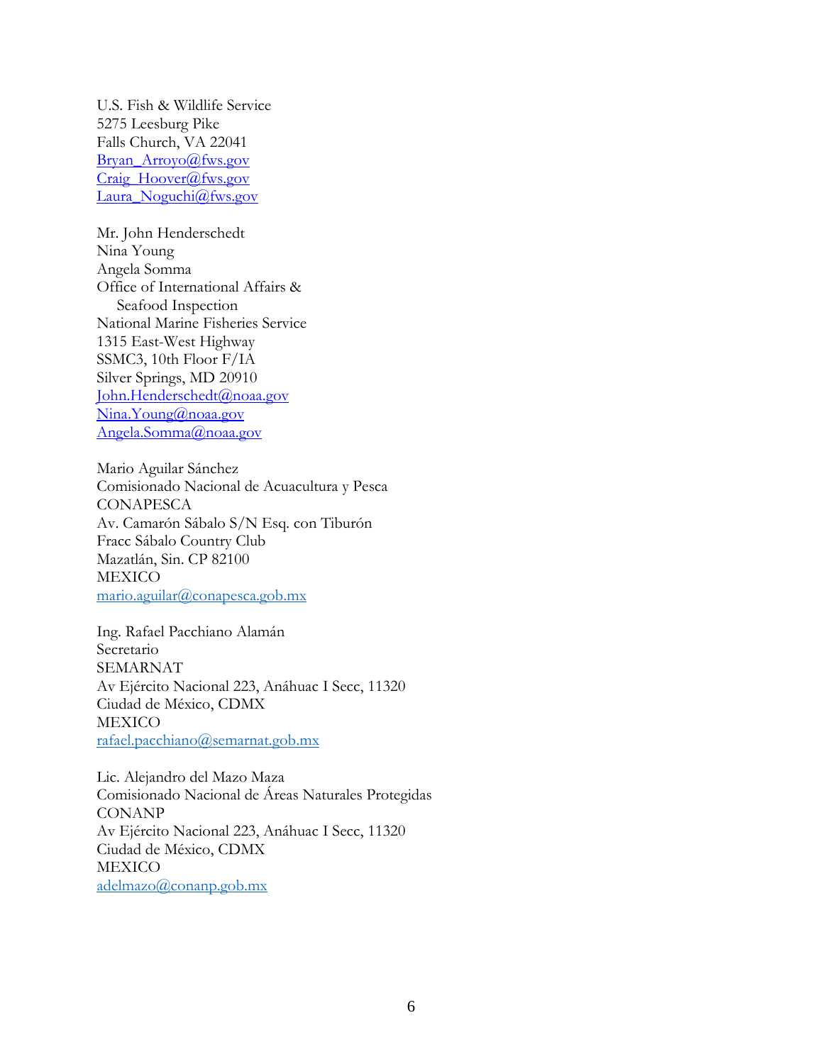U.S. Fish & Wildlife Service
5275 Leesburg Pike
Falls Church, VA 22041
Bryan_Arroyo@fws.gov
Craig_Hoover@fws.gov
Laura_Noguchi@fws.gov

Mr. John Henderschedt
Nina Young
Angela Somma
Office of International Affairs &
Seafood Inspection
National Marine Fisheries Service
1315 East-West Highway
SSMC3, 10th Floor F/IA
Silver Springs, MD 20910
John.Henderschedt@noaa.gov
Nina.Young@noaa.gov
Angela.Somma@noaa.gov

Mario Aguilar Sánchez
Comisionado Nacional de Acuacultura y Pesca
CONAPESCA
Av. Camarón Sábalo S/N Esq. con Tiburón
Fracc Sábalo Country Club
Mazatlán, Sin. CP 82100
MEXICO
mario.aguilar@conapesca.gob.mx

Ing. Rafael Pacchiano Alamán
Secretario
SEMARNAT
Av Ejército Nacional 223, Anáhuac I Secc, 11320
Ciudad de México, CDMX
MEXICO
rafael.pacchiano@semarnat.gob.mx

Lic. Alejandro del Mazo Maza
Comisionado Nacional de Áreas Naturales Protegidas
CONANP
Av Ejército Nacional 223, Anáhuac I Secc, 11320
Ciudad de México, CDMX
MEXICO
adelmazo@conanp.gob.mx